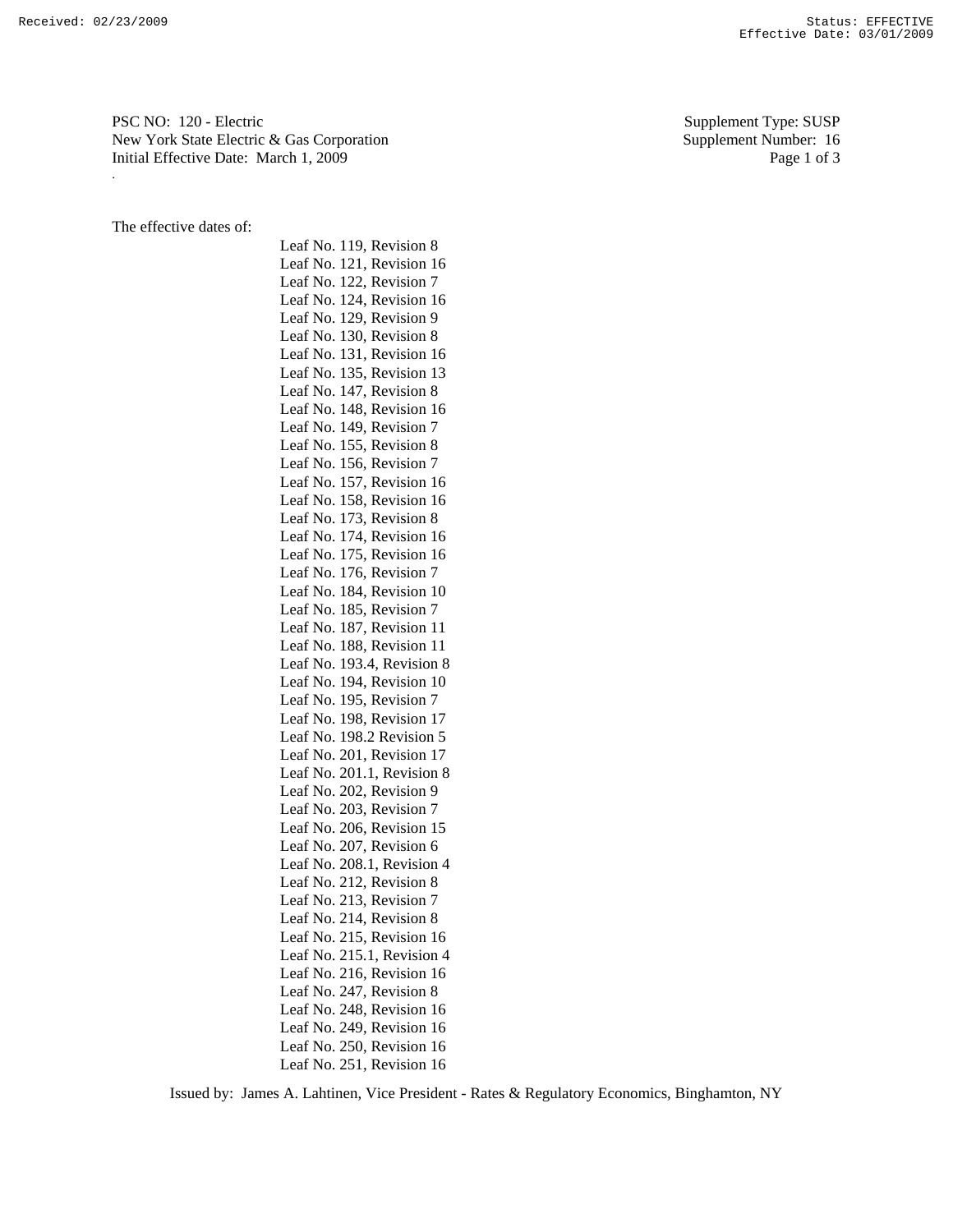Received: 02/23/2009 Status: EFFECTIVE
Effective Date: 03/01/2009

PSC NO: 120 - Electric
New York State Electric & Gas Corporation
Initial Effective Date: March 1, 2009

Supplement Type: SUSP
Supplement Number: 16

The effective dates of:

Leaf No. 119, Revision 8
Leaf No. 121, Revision 16
Leaf No. 122, Revision 7
Leaf No. 124, Revision 16
Leaf No. 129, Revision 9
Leaf No. 130, Revision 8
Leaf No. 131, Revision 16
Leaf No. 135, Revision 13
Leaf No. 147, Revision 8
Leaf No. 148, Revision 16
Leaf No. 149, Revision 7
Leaf No. 155, Revision 8
Leaf No. 156, Revision 7
Leaf No. 157, Revision 16
Leaf No. 158, Revision 16
Leaf No. 173, Revision 8
Leaf No. 174, Revision 16
Leaf No. 175, Revision 16
Leaf No. 176, Revision 7
Leaf No. 184, Revision 10
Leaf No. 185, Revision 7
Leaf No. 187, Revision 11
Leaf No. 188, Revision 11
Leaf No. 193.4, Revision 8
Leaf No. 194, Revision 10
Leaf No. 195, Revision 7
Leaf No. 198, Revision 17
Leaf No. 198.2 Revision 5
Leaf No. 201, Revision 17
Leaf No. 201.1, Revision 8
Leaf No. 202, Revision 9
Leaf No. 203, Revision 7
Leaf No. 206, Revision 15
Leaf No. 207, Revision 6
Leaf No. 208.1, Revision 4
Leaf No. 212, Revision 8
Leaf No. 213, Revision 7
Leaf No. 214, Revision 8
Leaf No. 215, Revision 16
Leaf No. 215.1, Revision 4
Leaf No. 216, Revision 16
Leaf No. 247, Revision 8
Leaf No. 248, Revision 16
Leaf No. 249, Revision 16
Leaf No. 250, Revision 16
Leaf No. 251, Revision 16

Issued by: James A. Lahtinen, Vice President - Rates & Regulatory Economics, Binghamton, NY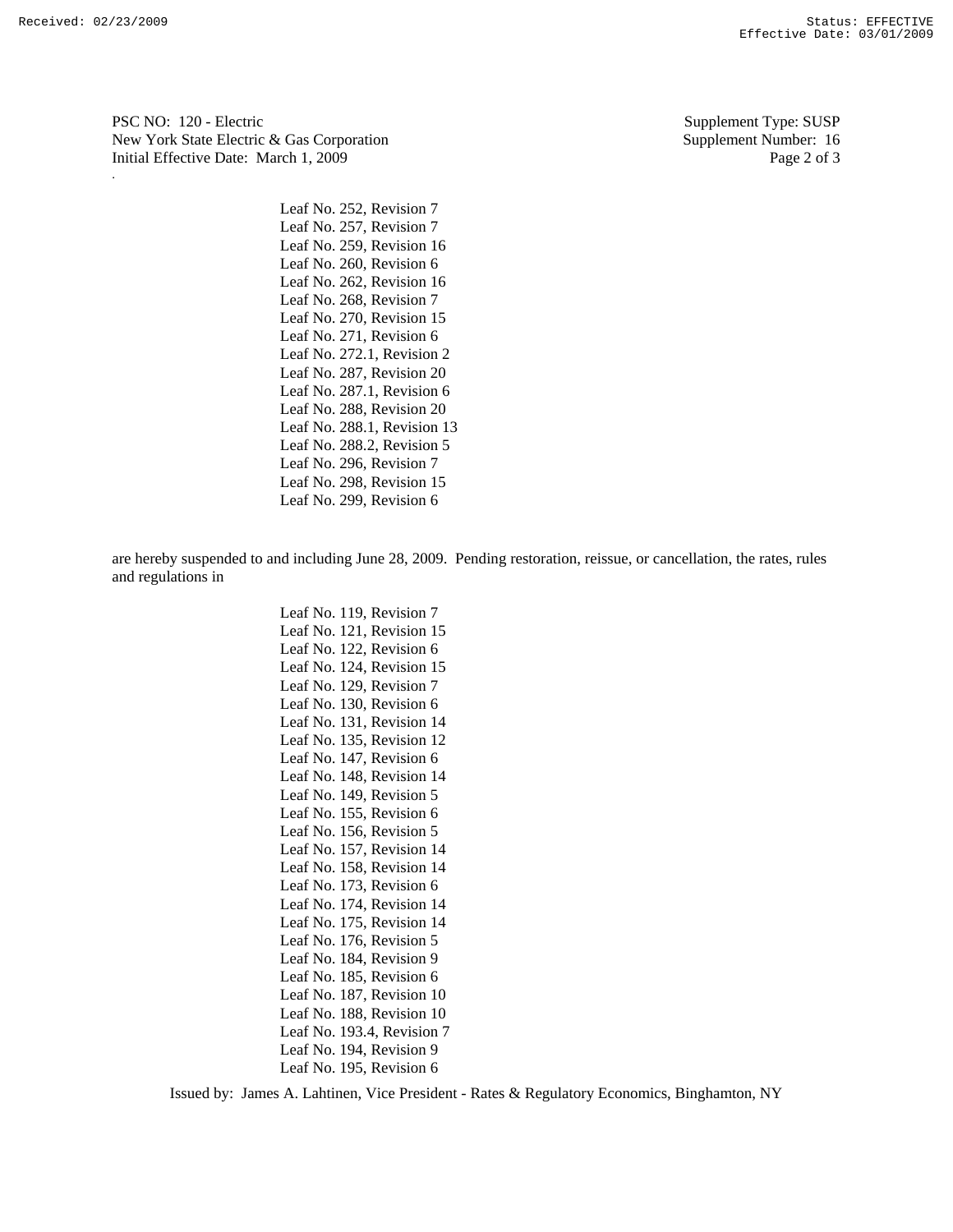PSC NO: 120 - Electric
New York State Electric & Gas Corporation
Initial Effective Date: March 1, 2009

Supplement Type: SUSP
Supplement Number: 16

Leaf No. 252, Revision 7
Leaf No. 257, Revision 7
Leaf No. 259, Revision 16
Leaf No. 260, Revision 6
Leaf No. 262, Revision 16
Leaf No. 268, Revision 7
Leaf No. 270, Revision 15
Leaf No. 271, Revision 6
Leaf No. 272.1, Revision 2
Leaf No. 287, Revision 20
Leaf No. 287.1, Revision 6
Leaf No. 288, Revision 20
Leaf No. 288.1, Revision 13
Leaf No. 288.2, Revision 5
Leaf No. 296, Revision 7
Leaf No. 298, Revision 15
Leaf No. 299, Revision 6

are hereby suspended to and including June 28, 2009. Pending restoration, reissue, or cancellation, the rates, rules and regulations in

Leaf No. 119, Revision 7
Leaf No. 121, Revision 15
Leaf No. 122, Revision 6
Leaf No. 124, Revision 15
Leaf No. 129, Revision 7
Leaf No. 130, Revision 6
Leaf No. 131, Revision 14
Leaf No. 135, Revision 12
Leaf No. 147, Revision 6
Leaf No. 148, Revision 14
Leaf No. 149, Revision 5
Leaf No. 155, Revision 6
Leaf No. 156, Revision 5
Leaf No. 157, Revision 14
Leaf No. 158, Revision 14
Leaf No. 173, Revision 6
Leaf No. 174, Revision 14
Leaf No. 175, Revision 14
Leaf No. 176, Revision 5
Leaf No. 184, Revision 9
Leaf No. 185, Revision 6
Leaf No. 187, Revision 10
Leaf No. 188, Revision 10
Leaf No. 193.4, Revision 7
Leaf No. 194, Revision 9
Leaf No. 195, Revision 6

Issued by: James A. Lahtinen, Vice President - Rates & Regulatory Economics, Binghamton, NY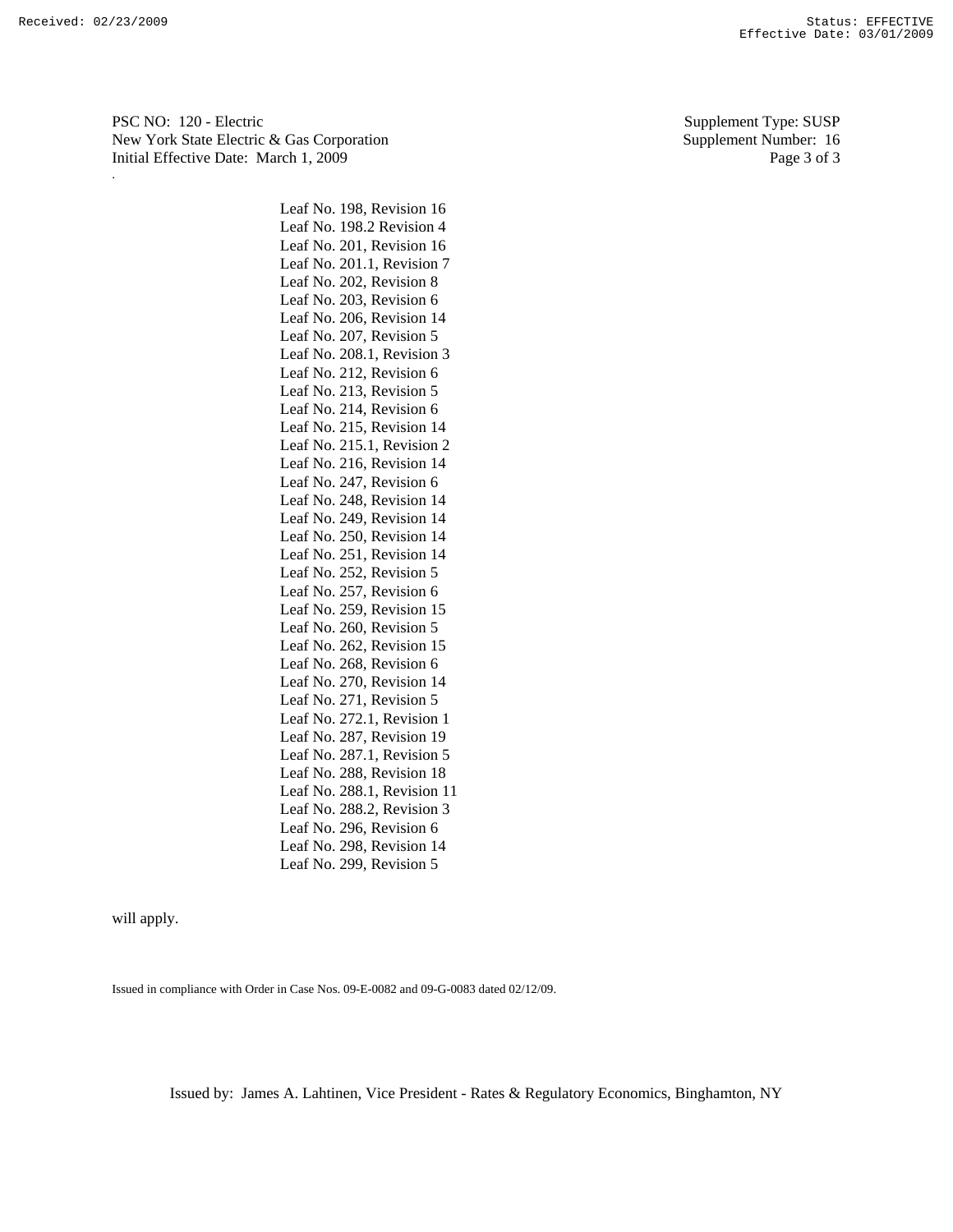PSC NO: 120 - Electric
New York State Electric & Gas Corporation
Initial Effective Date: March 1, 2009

Supplement Type: SUSP
Supplement Number: 16

Leaf No. 198, Revision 16
Leaf No. 198.2 Revision 4
Leaf No. 201, Revision 16
Leaf No. 201.1, Revision 7
Leaf No. 202, Revision 8
Leaf No. 203, Revision 6
Leaf No. 206, Revision 14
Leaf No. 207, Revision 5
Leaf No. 208.1, Revision 3
Leaf No. 212, Revision 6
Leaf No. 213, Revision 5
Leaf No. 214, Revision 6
Leaf No. 215, Revision 14
Leaf No. 215.1, Revision 2
Leaf No. 216, Revision 14
Leaf No. 247, Revision 6
Leaf No. 248, Revision 14
Leaf No. 249, Revision 14
Leaf No. 250, Revision 14
Leaf No. 251, Revision 14
Leaf No. 252, Revision 5
Leaf No. 257, Revision 6
Leaf No. 259, Revision 15
Leaf No. 260, Revision 5
Leaf No. 262, Revision 15
Leaf No. 268, Revision 6
Leaf No. 270, Revision 14
Leaf No. 271, Revision 5
Leaf No. 272.1, Revision 1
Leaf No. 287, Revision 19
Leaf No. 287.1, Revision 5
Leaf No. 288, Revision 18
Leaf No. 288.1, Revision 11
Leaf No. 288.2, Revision 3
Leaf No. 296, Revision 6
Leaf No. 298, Revision 14
Leaf No. 299, Revision 5

will apply.

Issued in compliance with Order in Case Nos. 09-E-0082 and 09-G-0083 dated 02/12/09.

Issued by: James A. Lahtinen, Vice President - Rates & Regulatory Economics, Binghamton, NY